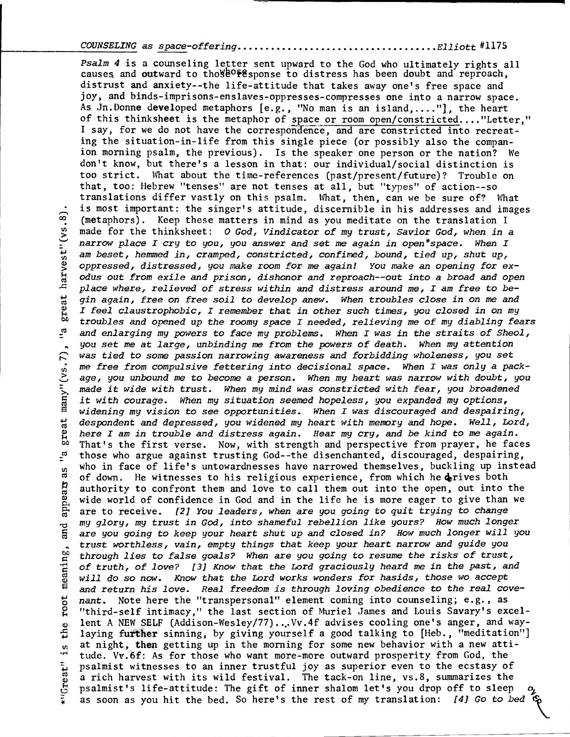COUNSELING *as space-offering*.................................*Elliott* #1175

*Psalm 4* is a counseling letter sent upward to the God who ultimately rights all causes and outward to those whose response to distress has been doubt and reproach, distrust and anxiety--the life-attitude that takes away one's free space and joy, and binds-imprisons-enslaves-oppresses-compresses one into a narrow space. As Jn.Donne developed metaphors [e.g., "No man is an island,...."], the heart of this thinksheet is the metaphor of space or room open/constricted...."Letter," I say, for we do not have the correspondence, and are constricted into recreating the situation-in-life from this single piece (or possibly also the companion morning psalm, the previous). Is the speaker one person or the nation? We don't know, but there's a lesson in that: our individual/social distinction is too strict. What about the time-references (past/present/future)? Trouble on that, too: Hebrew "tenses" are not tenses at all, but "types" of action--so translations differ vastly on this psalm. What, then, can we be sure of? What is most important: the singer's attitude, discernible in his addresses and images (metaphors). Keep these matters in mind as you meditate on the translation I made for the thinksheet: *O God, Vindicator of my trust, Savior God, when in a narrow place I cry to you, you answer and set me again in open\*space. When I am beset, hemmed in, cramped, constricted, confined, bound, tied up, shut up, oppressed, distressed, you make room for me again! You make an opening for exodus out from exile and prison, dishonor and reproach--out into a broad and open place where, relieved of stress within and distress around me, I am free to begin again, free on free soil to develop anew. When troubles close in on me and I feel claustrophobic, I remember that in other such times, you closed in on my troubles and opened up the roomy space I needed, relieving me of my diabling fears and enlarging my powers to face my problems. When I was in the straits of Sheol, you set me at large, unbinding me from the powers of death. When my attention was tied to some passion narrowing awareness and forbidding wholeness, you set me free from compulsive fettering into decisional space. When I was only a package, you unbound me to become a person. When my heart was narrow with doubt, you made it wide with trust. When my mind was constricted with fear, you broadened it with courage. When my situation seemed hopeless, you expanded my options, widening my vision to see opportunities. When I was discouraged and despairing, despondent and depressed, you widened my heart with memory and hope. Well, Lord, here I am in trouble and distress again. Hear my cry, and be kind to me again.* That's the first verse. Now, with strength and perspective from prayer, he faces those who argue against trusting God--the disenchanted, discouraged, despairing, who in face of life's untowardnesses have narrowed themselves, buckling up instead of down. He witnesses to his religious experience, from which he derives both authority to confront them and love to call them out into the open, out into the wide world of confidence in God and in the life he is more eager to give than we are to receive. *[2] You leaders, when are you going to quit trying to change my glory, my trust in God, into shameful rebellion like yours? How much longer are you going to keep your heart shut up and closed in? How much longer will you trust worthless, vain, empty things that keep your heart narrow and guide you through lies to false goals? When are you going to resume the risks of trust, of truth, of love? [3] Know that the Lord graciously heard me in the past, and will do so now. Know that the Lord works wonders for hasids, those wo accept and return his love. Real freedom is through loving obedience to the real covenant.* Note here the "transpersonal" element coming into counseling; e.g., as "third-self intimacy," the last section of Muriel James and Louis Savary's excellent A NEW SELF (Addison-Wesley/77)....Vv.4f advises cooling one's anger, and waylaying further sinning, by giving yourself a good talking to [Heb., "meditation"] at night, then getting up in the morning for some new behavior with a new attitude. Vv.6f: As for those who want more-more outward prosperity from God, the psalmist witnesses to an inner trustful joy as superior even to the ecstasy of a rich harvest with its wild festival. The tack-on line, vs.8, summarizes the psalmist's life-attitude: The gift of inner shalom let's you drop off to sleep as soon as you hit the bed. So here's the rest of my translation: *[4] Go to bed* over

\*"Great" is the root meaning, and appears as "a great many"(vs.7), "a great harvest"(vs.8).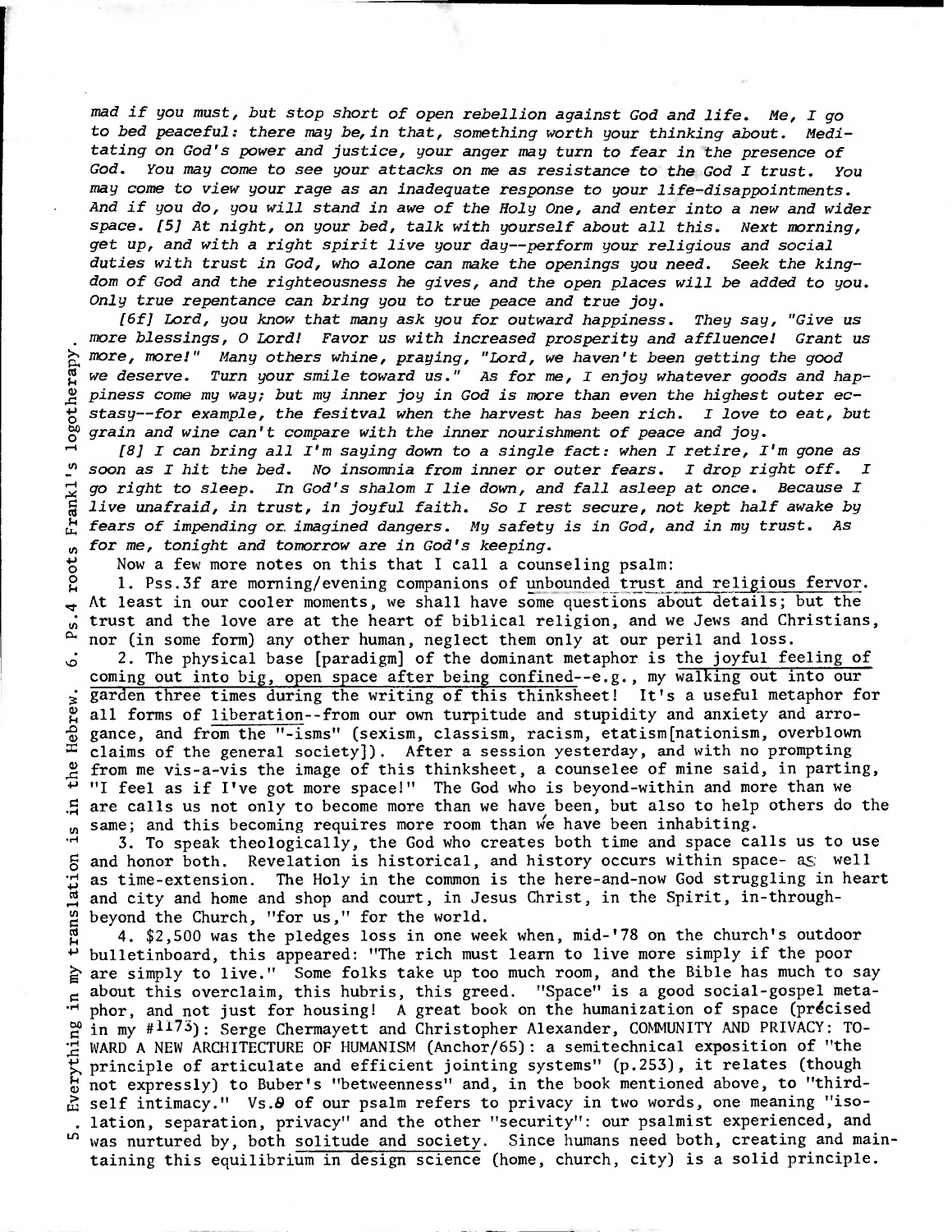*mad if you must, but stop short of open rebellion against God and life. Me, I go to bed peaceful: there may be, in that, something worth your thinking about. Meditating on God's power and justice, your anger may turn to fear in the presence of God. You may come to see your attacks on me as resistance to the God I trust. You may come to view your rage as an inadequate response to your life-disappointments. And if you do, you will stand in awe of the Holy One, and enter into a new and wider space. [5] At night, on your bed, talk with yourself about all this. Next morning, get up, and with a right spirit live your day--perform your religious and social duties with trust in God, who alone can make the openings you need. Seek the kingdom of God and the righteousness he gives, and the open places will be added to you. Only true repentance can bring you to true peace and true joy.*

*[6f] Lord, you know that many ask you for outward happiness. They say, "Give us more blessings, O Lord! Favor us with increased prosperity and affluence! Grant us more, more!" Many others whine, praying, "Lord, we haven't been getting the good we deserve. Turn your smile toward us." As for me, I enjoy whatever goods and happiness come my way; but my inner joy in God is more than even the highest outer ecstasy--for example, the fesitval when the harvest has been rich. I love to eat, but grain and wine can't compare with the inner nourishment of peace and joy.*

*[8] I can bring all I'm saying down to a single fact: when I retire, I'm gone as soon as I hit the bed. No insomnia from inner or outer fears. I drop right off. I go right to sleep. In God's shalom I lie down, and fall asleep at once. Because I live unafraid, in trust, in joyful faith. So I rest secure, not kept half awake by fears of impending or imagined dangers. My safety is in God, and in my trust. As for me, tonight and tomorrow are in God's keeping.*

Now a few more notes on this that I call a counseling psalm:

1. Pss.3f are morning/evening companions of unbounded trust and religious fervor. At least in our cooler moments, we shall have some questions about details; but the trust and the love are at the heart of biblical religion, and we Jews and Christians, nor (in some form) any other human, neglect them only at our peril and loss.

2. The physical base [paradigm] of the dominant metaphor is the joyful feeling of coming out into big, open space after being confined--e.g., my walking out into our garden three times during the writing of this thinksheet! It's a useful metaphor for all forms of liberation--from our own turpitude and stupidity and anxiety and arrogance, and from the "-isms" (sexism, classism, racism, etatism[nationism, overblown claims of the general society]). After a session yesterday, and with no prompting from me vis-a-vis the image of this thinksheet, a counselee of mine said, in parting, "I feel as if I've got more space!" The God who is beyond-within and more than we are calls us not only to become more than we have been, but also to help others do the same; and this becoming requires more room than we have been inhabiting.

3. To speak theologically, the God who creates both time and space calls us to use and honor both. Revelation is historical, and history occurs within space- as well as time-extension. The Holy in the common is the here-and-now God struggling in heart and city and home and shop and court, in Jesus Christ, in the Spirit, in-through-beyond the Church, "for us," for the world.

4. $2,500 was the pledges loss in one week when, mid-'78 on the church's outdoor bulletinboard, this appeared: "The rich must learn to live more simply if the poor are simply to live." Some folks take up too much room, and the Bible has much to say about this overclaim, this hubris, this greed. "Space" is a good social-gospel metaphor, and not just for housing! A great book on the humanization of space (précised in my #1173): Serge Chermayett and Christopher Alexander, COMMUNITY AND PRIVACY: TOWARD A NEW ARCHITECTURE OF HUMANISM (Anchor/65): a semitechnical exposition of "the principle of articulate and efficient jointing systems" (p.253), it relates (though not expressly) to Buber's "betweenness" and, in the book mentioned above, to "third-self intimacy." Vs.8 of our psalm refers to privacy in two words, one meaning "isolation, separation, privacy" and the other "security": our psalmist experienced, and was nurtured by, both solitude and society. Since humans need both, creating and maintaining this equilibrium in design science (home, church, city) is a solid principle.

5. Everything in my translation is in the Hebrew. 6. Ps.4 roots Frankl's logotherapy.